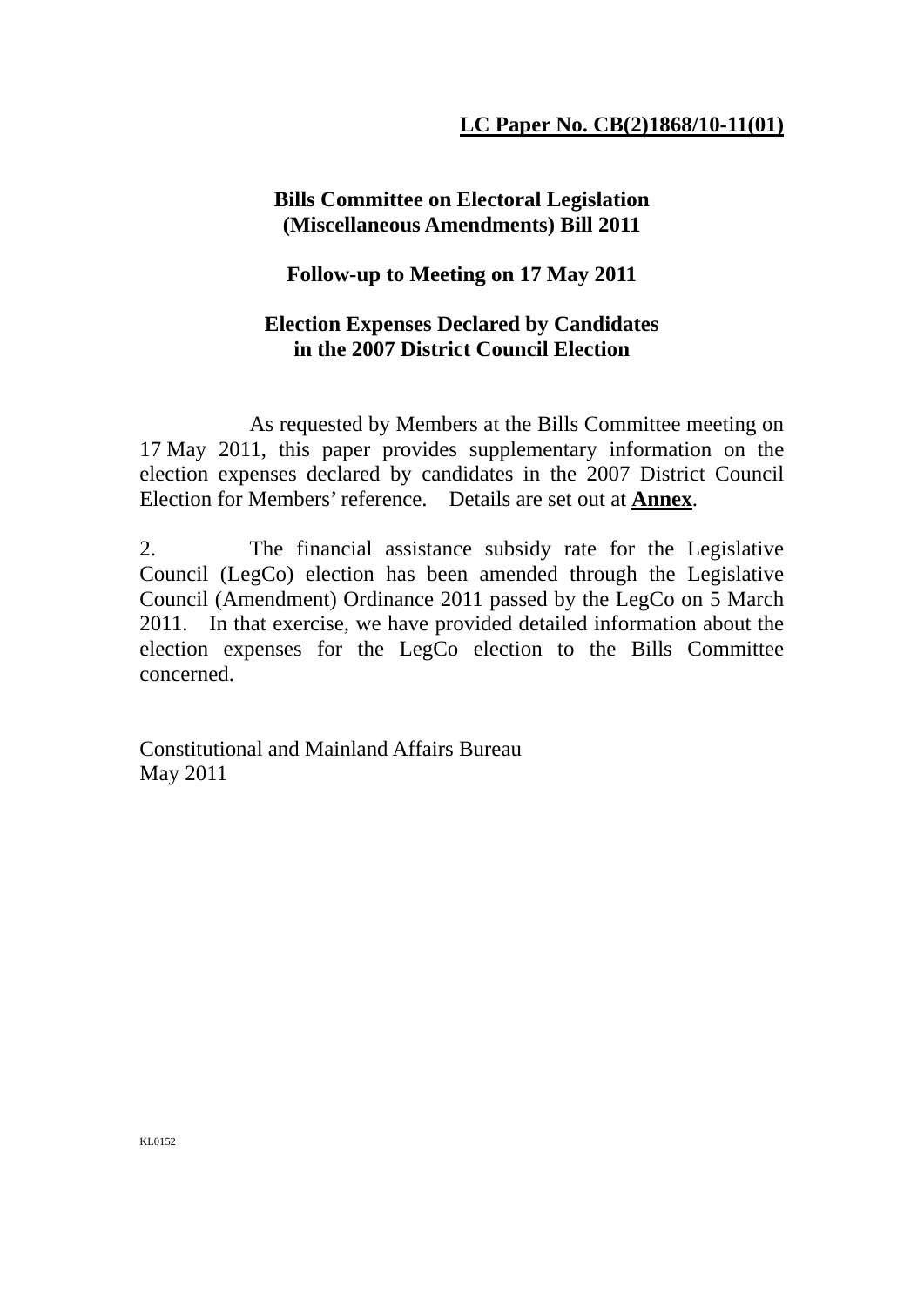**LC Paper No. CB(2)1868/10-11(01)**

**Bills Committee on Electoral Legislation (Miscellaneous Amendments) Bill 2011**

**Follow-up to Meeting on 17 May 2011**

**Election Expenses Declared by Candidates in the 2007 District Council Election**

As requested by Members at the Bills Committee meeting on 17 May 2011, this paper provides supplementary information on the election expenses declared by candidates in the 2007 District Council Election for Members' reference. Details are set out at **Annex**.

2. The financial assistance subsidy rate for the Legislative Council (LegCo) election has been amended through the Legislative Council (Amendment) Ordinance 2011 passed by the LegCo on 5 March 2011. In that exercise, we have provided detailed information about the election expenses for the LegCo election to the Bills Committee concerned.

Constitutional and Mainland Affairs Bureau
May 2011

KL0152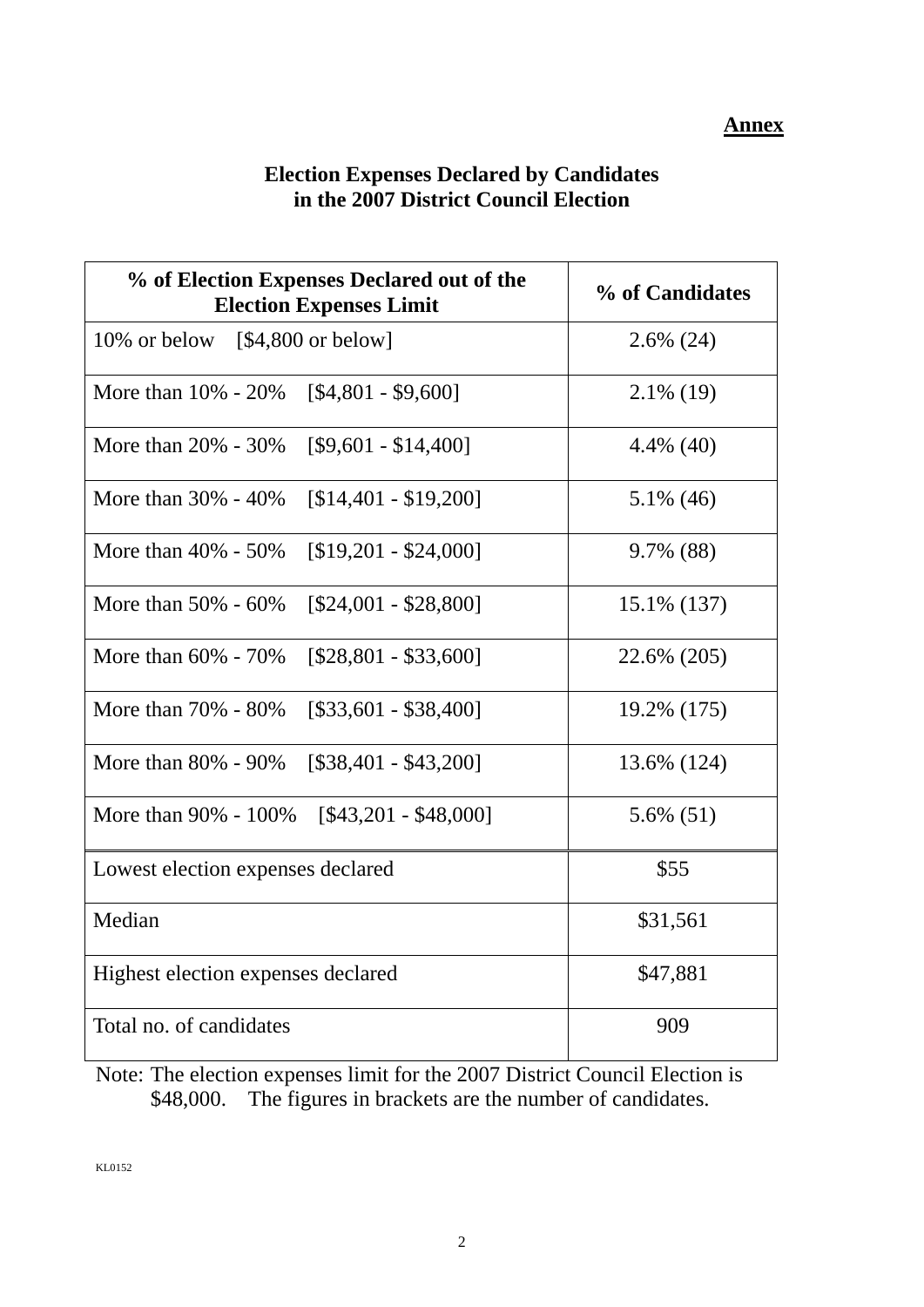**Annex**

## Election Expenses Declared by Candidates in the 2007 District Council Election

| % of Election Expenses Declared out of the Election Expenses Limit | % of Candidates |
|---|---|
| 10% or below [$4,800 or below] | 2.6% (24) |
| More than 10% - 20% [$4,801 - $9,600] | 2.1% (19) |
| More than 20% - 30% [$9,601 - $14,400] | 4.4% (40) |
| More than 30% - 40% [$14,401 - $19,200] | 5.1% (46) |
| More than 40% - 50% [$19,201 - $24,000] | 9.7% (88) |
| More than 50% - 60% [$24,001 - $28,800] | 15.1% (137) |
| More than 60% - 70% [$28,801 - $33,600] | 22.6% (205) |
| More than 70% - 80% [$33,601 - $38,400] | 19.2% (175) |
| More than 80% - 90% [$38,401 - $43,200] | 13.6% (124) |
| More than 90% - 100% [$43,201 - $48,000] | 5.6% (51) |
| Lowest election expenses declared | $55 |
| Median | $31,561 |
| Highest election expenses declared | $47,881 |
| Total no. of candidates | 909 |

Note: The election expenses limit for the 2007 District Council Election is $48,000. The figures in brackets are the number of candidates.

KL0152